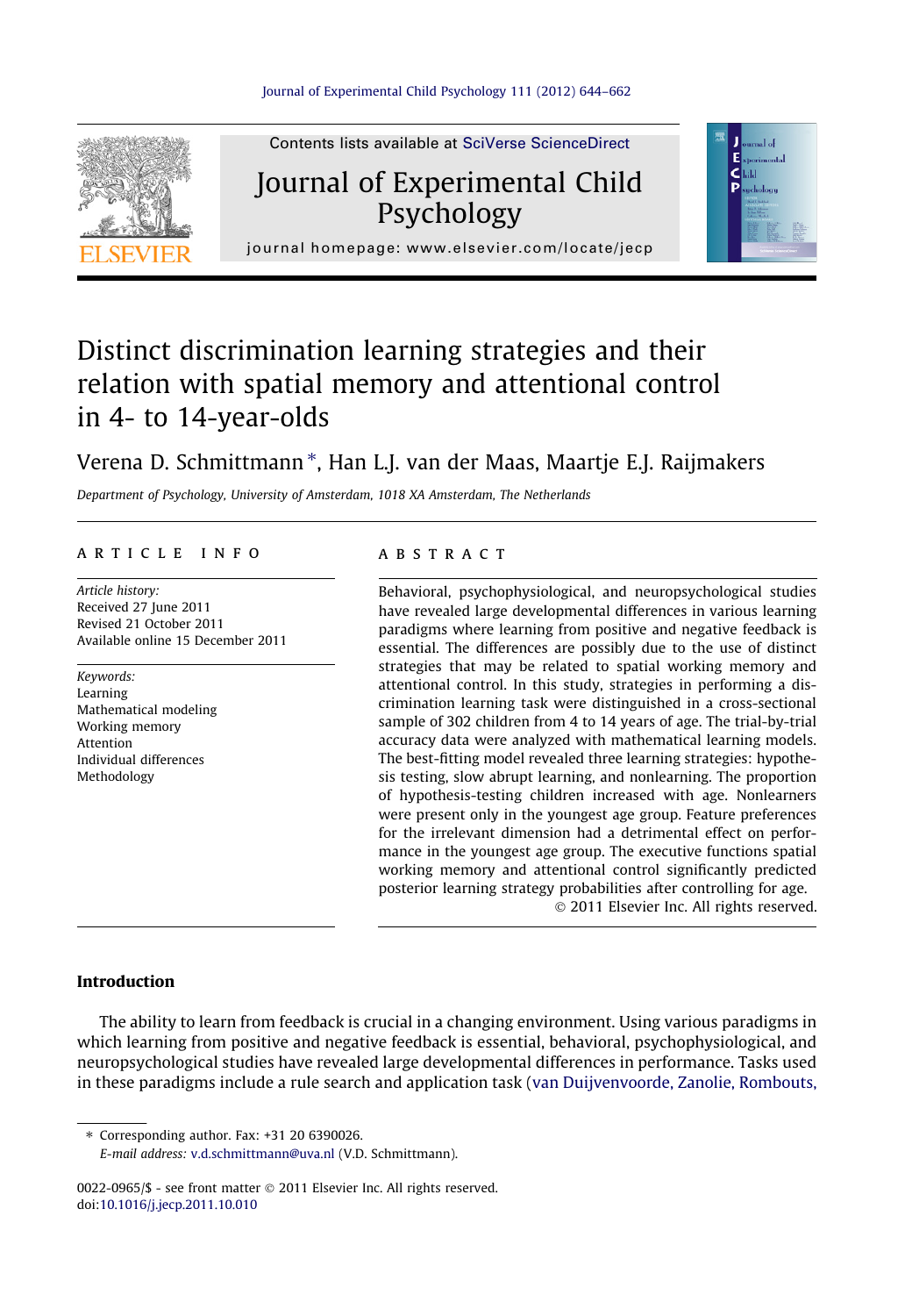# Distinct discrimination learning strategies and their relation with spatial memory and attentional control in 4- to 14-year-olds

Verena D. Schmittmann *, Han L.J. van der Maas, Maartje E.J. Raijmakers

*Department of Psychology, University of Amsterdam, 1018 XA Amsterdam, The Netherlands*

## ARTICLE INFO

*Article history:*
Received 27 June 2011
Revised 21 October 2011
Available online 15 December 2011

*Keywords:*
Learning
Mathematical modeling
Working memory
Attention
Individual differences
Methodology

## ABSTRACT

Behavioral, psychophysiological, and neuropsychological studies have revealed large developmental differences in various learning paradigms where learning from positive and negative feedback is essential. The differences are possibly due to the use of distinct strategies that may be related to spatial working memory and attentional control. In this study, strategies in performing a discrimination learning task were distinguished in a cross-sectional sample of 302 children from 4 to 14 years of age. The trial-by-trial accuracy data were analyzed with mathematical learning models. The best-fitting model revealed three learning strategies: hypothesis testing, slow abrupt learning, and nonlearning. The proportion of hypothesis-testing children increased with age. Nonlearners were present only in the youngest age group. Feature preferences for the irrelevant dimension had a detrimental effect on performance in the youngest age group. The executive functions spatial working memory and attentional control significantly predicted posterior learning strategy probabilities after controlling for age.

© 2011 Elsevier Inc. All rights reserved.

## Introduction

The ability to learn from feedback is crucial in a changing environment. Using various paradigms in which learning from positive and negative feedback is essential, behavioral, psychophysiological, and neuropsychological studies have revealed large developmental differences in performance. Tasks used in these paradigms include a rule search and application task (van Duijvenvoorde, Zanolie, Rombouts,

* Corresponding author. Fax: +31 20 6390026.
*E-mail address:* v.d.schmittmann@uva.nl (V.D. Schmittmann).

0022-0965/$ - see front matter © 2011 Elsevier Inc. All rights reserved.
doi:10.1016/j.jecp.2011.10.010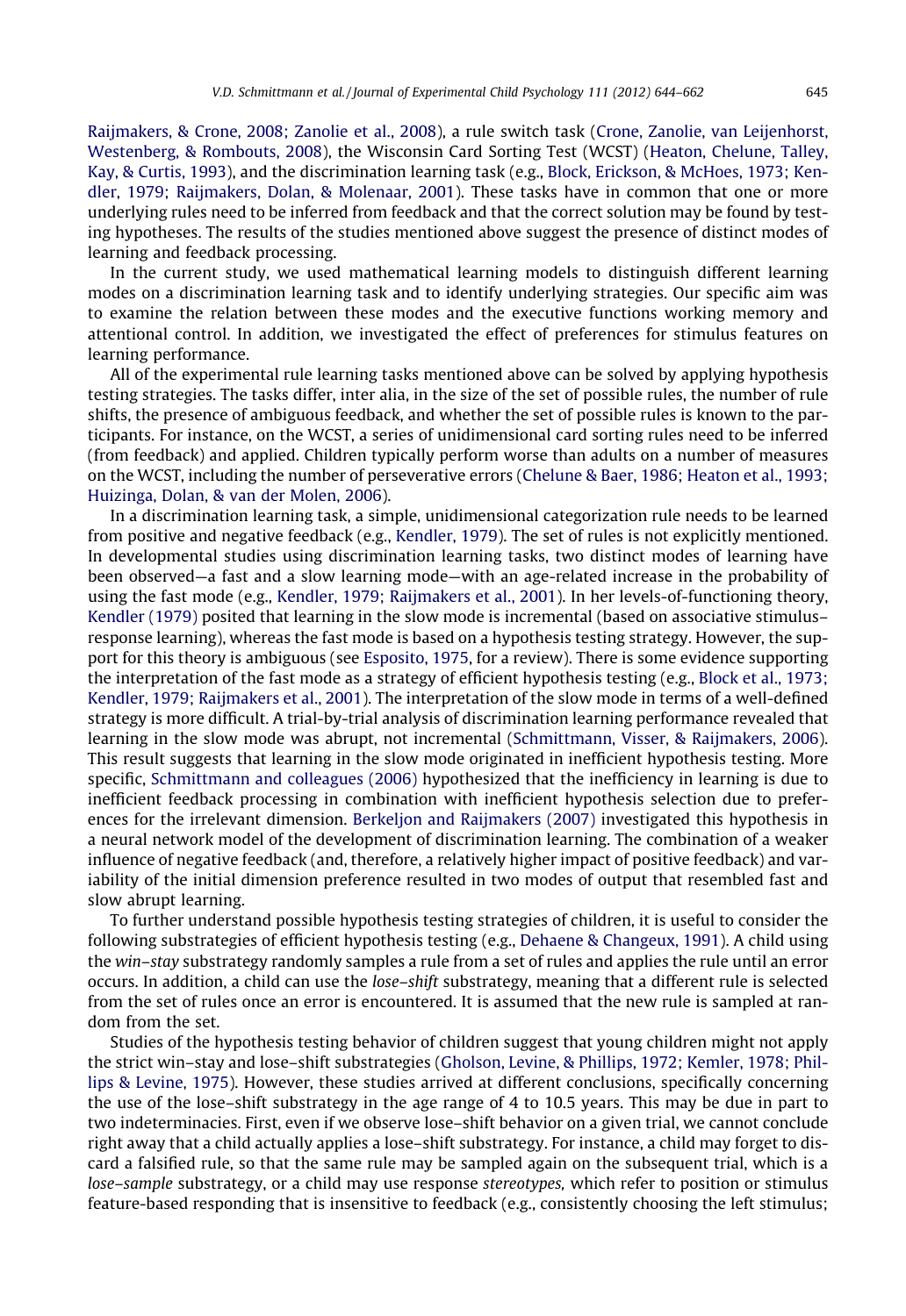Raijmakers, & Crone, 2008; Zanolie et al., 2008), a rule switch task (Crone, Zanolie, van Leijenhorst, Westenberg, & Rombouts, 2008), the Wisconsin Card Sorting Test (WCST) (Heaton, Chelune, Talley, Kay, & Curtis, 1993), and the discrimination learning task (e.g., Block, Erickson, & McHoes, 1973; Kendler, 1979; Raijmakers, Dolan, & Molenaar, 2001). These tasks have in common that one or more underlying rules need to be inferred from feedback and that the correct solution may be found by testing hypotheses. The results of the studies mentioned above suggest the presence of distinct modes of learning and feedback processing.

In the current study, we used mathematical learning models to distinguish different learning modes on a discrimination learning task and to identify underlying strategies. Our specific aim was to examine the relation between these modes and the executive functions working memory and attentional control. In addition, we investigated the effect of preferences for stimulus features on learning performance.

All of the experimental rule learning tasks mentioned above can be solved by applying hypothesis testing strategies. The tasks differ, inter alia, in the size of the set of possible rules, the number of rule shifts, the presence of ambiguous feedback, and whether the set of possible rules is known to the participants. For instance, on the WCST, a series of unidimensional card sorting rules need to be inferred (from feedback) and applied. Children typically perform worse than adults on a number of measures on the WCST, including the number of perseverative errors (Chelune & Baer, 1986; Heaton et al., 1993; Huizinga, Dolan, & van der Molen, 2006).

In a discrimination learning task, a simple, unidimensional categorization rule needs to be learned from positive and negative feedback (e.g., Kendler, 1979). The set of rules is not explicitly mentioned. In developmental studies using discrimination learning tasks, two distinct modes of learning have been observed—a fast and a slow learning mode—with an age-related increase in the probability of using the fast mode (e.g., Kendler, 1979; Raijmakers et al., 2001). In her levels-of-functioning theory, Kendler (1979) posited that learning in the slow mode is incremental (based on associative stimulus–response learning), whereas the fast mode is based on a hypothesis testing strategy. However, the support for this theory is ambiguous (see Esposito, 1975, for a review). There is some evidence supporting the interpretation of the fast mode as a strategy of efficient hypothesis testing (e.g., Block et al., 1973; Kendler, 1979; Raijmakers et al., 2001). The interpretation of the slow mode in terms of a well-defined strategy is more difficult. A trial-by-trial analysis of discrimination learning performance revealed that learning in the slow mode was abrupt, not incremental (Schmittmann, Visser, & Raijmakers, 2006). This result suggests that learning in the slow mode originated in inefficient hypothesis testing. More specific, Schmittmann and colleagues (2006) hypothesized that the inefficiency in learning is due to inefficient feedback processing in combination with inefficient hypothesis selection due to preferences for the irrelevant dimension. Berkeljon and Raijmakers (2007) investigated this hypothesis in a neural network model of the development of discrimination learning. The combination of a weaker influence of negative feedback (and, therefore, a relatively higher impact of positive feedback) and variability of the initial dimension preference resulted in two modes of output that resembled fast and slow abrupt learning.

To further understand possible hypothesis testing strategies of children, it is useful to consider the following substrategies of efficient hypothesis testing (e.g., Dehaene & Changeux, 1991). A child using the *win–stay* substrategy randomly samples a rule from a set of rules and applies the rule until an error occurs. In addition, a child can use the *lose–shift* substrategy, meaning that a different rule is selected from the set of rules once an error is encountered. It is assumed that the new rule is sampled at random from the set.

Studies of the hypothesis testing behavior of children suggest that young children might not apply the strict win–stay and lose–shift substrategies (Gholson, Levine, & Phillips, 1972; Kemler, 1978; Phillips & Levine, 1975). However, these studies arrived at different conclusions, specifically concerning the use of the lose–shift substrategy in the age range of 4 to 10.5 years. This may be due in part to two indeterminacies. First, even if we observe lose–shift behavior on a given trial, we cannot conclude right away that a child actually applies a lose–shift substrategy. For instance, a child may forget to discard a falsified rule, so that the same rule may be sampled again on the subsequent trial, which is a *lose–sample* substrategy, or a child may use response *stereotypes,* which refer to position or stimulus feature-based responding that is insensitive to feedback (e.g., consistently choosing the left stimulus;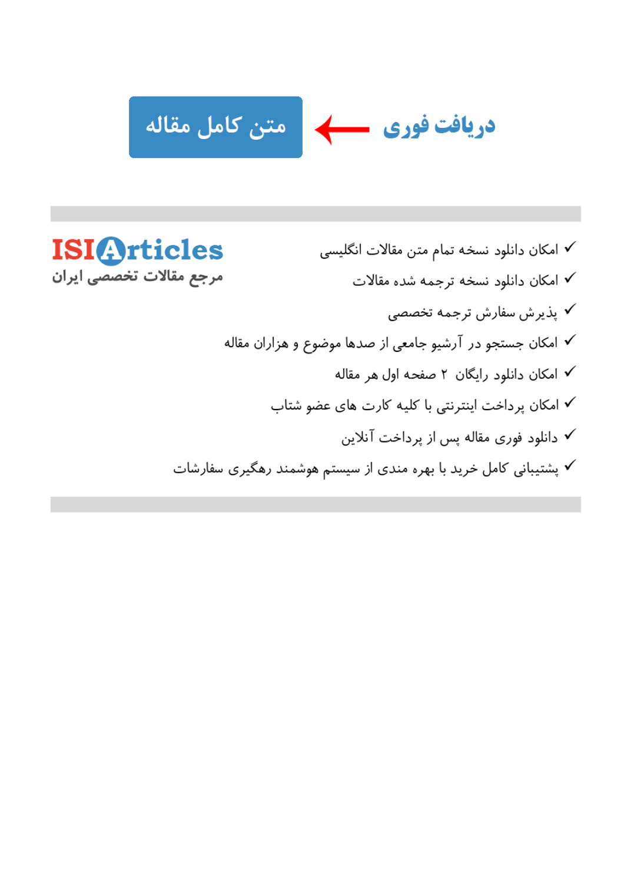دریافت فوری ← متن کامل مقاله

**ISIArticles**
مرجع مقالات تخصصی ایران

- ✓ امکان دانلود نسخه تمام متن مقالات انگلیسی
- ✓ امکان دانلود نسخه ترجمه شده مقالات
- ✓ پذیرش سفارش ترجمه تخصصی
- ✓ امکان جستجو در آرشیو جامعی از صدها موضوع و هزاران مقاله
- ✓ امکان دانلود رایگان ۲ صفحه اول هر مقاله
- ✓ امکان پرداخت اینترنتی با کلیه کارت های عضو شتاب
- ✓ دانلود فوری مقاله پس از پرداخت آنلاین
- ✓ پشتیبانی کامل خرید با بهره مندی از سیستم هوشمند رهگیری سفارشات